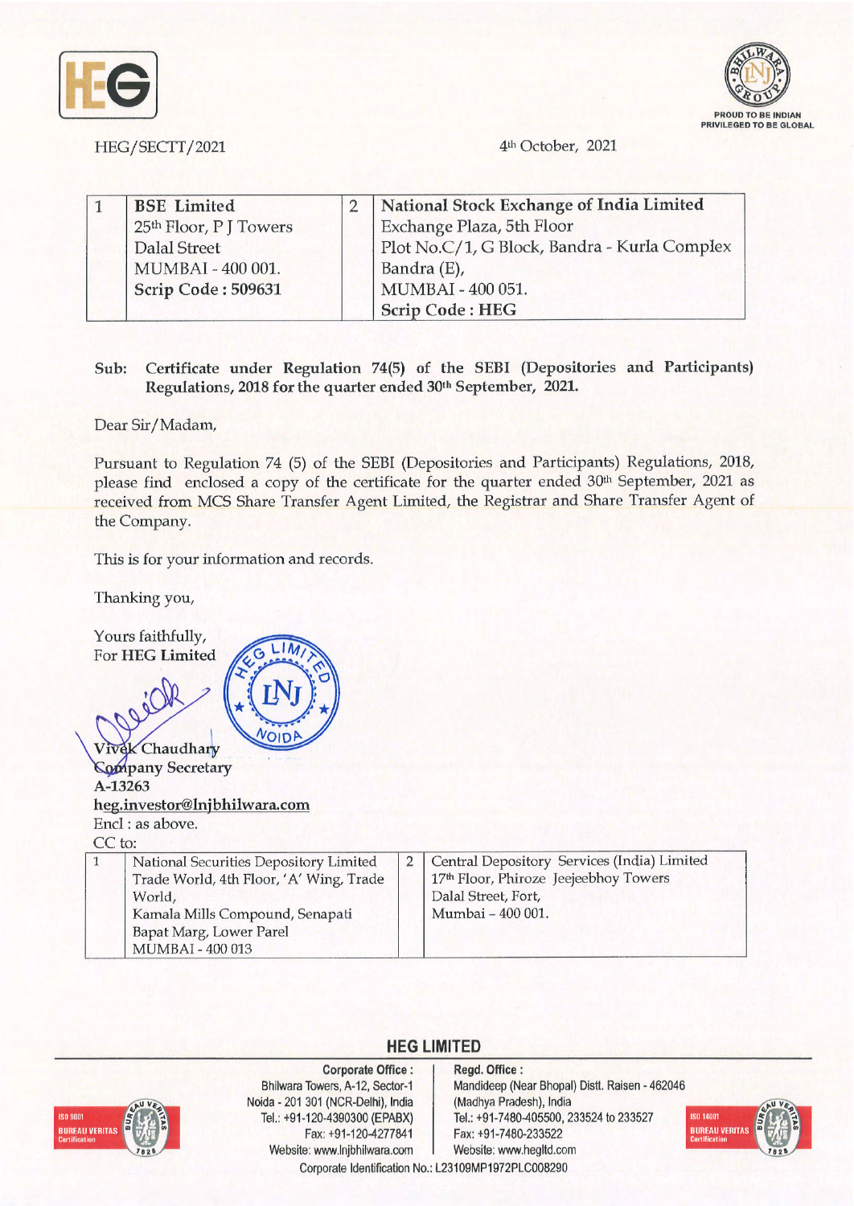HEG/SECTT/2021

4th October, 2021

| 1 | **BSE Limited**<br>25th Floor, P J Towers<br>Dalal Street<br>MUMBAI - 400 001.<br>**Scrip Code : 509631** | 2 | **National Stock Exchange of India Limited**<br>Exchange Plaza, 5th Floor<br>Plot No.C/1, G Block, Bandra - Kurla Complex<br>Bandra (E),<br>MUMBAI - 400 051.<br>**Scrip Code : HEG** |
|---|---|---|---|

**Sub: Certificate under Regulation 74(5) of the SEBI (Depositories and Participants) Regulations, 2018 for the quarter ended 30th September, 2021.**

Dear Sir/Madam,

Pursuant to Regulation 74 (5) of the SEBI (Depositories and Participants) Regulations, 2018, please find enclosed a copy of the certificate for the quarter ended 30th September, 2021 as received from MCS Share Transfer Agent Limited, the Registrar and Share Transfer Agent of the Company.

This is for your information and records.

Thanking you,

Yours faithfully,
For **HEG Limited**

Vivek Chaudhary
Company Secretary
A-13263
heg.investor@lnjbhilwara.com

Encl : as above.

CC to:

| 1 | National Securities Depository Limited<br>Trade World, 4th Floor, 'A' Wing, Trade World,<br>Kamala Mills Compound, Senapati Bapat Marg, Lower Parel<br>MUMBAI - 400 013 | 2 | Central Depository Services (India) Limited<br>17th Floor, Phiroze Jeejeebhoy Towers<br>Dalal Street, Fort,<br>Mumbai – 400 001. |
|---|---|---|---|

**HEG LIMITED**

**Corporate Office :** Bhilwara Towers, A-12, Sector-1, Noida - 201 301 (NCR-Delhi), India. Tel.: +91-120-4390300 (EPABX) Fax: +91-120-4277841 Website: www.lnjbhilwara.com

**Regd. Office :** Mandideep (Near Bhopal) Distt. Raisen - 462046 (Madhya Pradesh), India. Tel.: +91-7480-405500, 233524 to 233527 Fax: +91-7480-233522 Website: www.hegltd.com

Corporate Identification No.: L23109MP1972PLC008290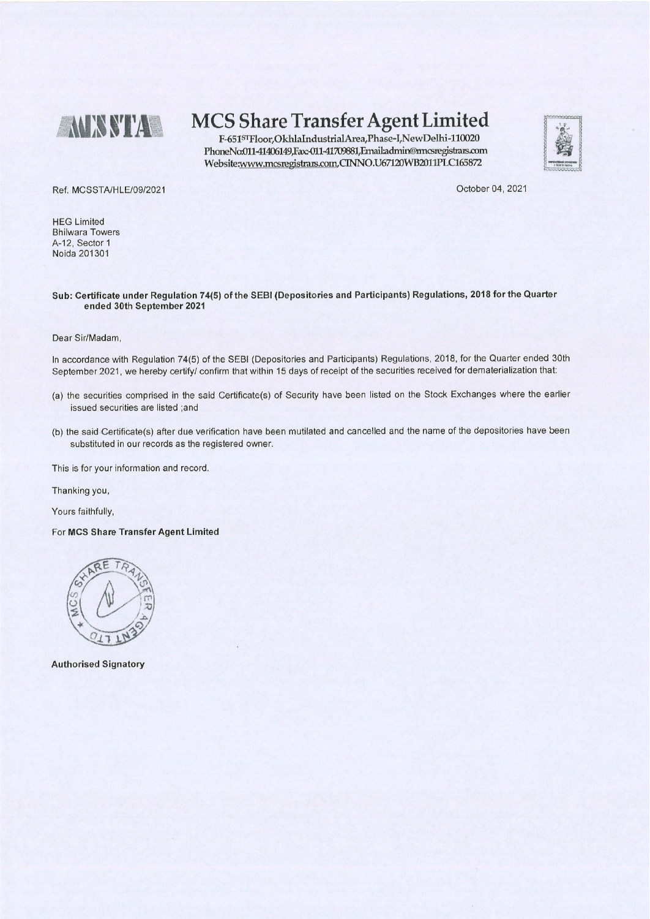# MCS Share Transfer Agent Limited

F-65 1ST Floor, Okhla Industrial Area, Phase-I, New Delhi-110020
Phone No: 011-41406149, Fax-011-41709881, Email: admin@mcsregistrars.com
Website: www.mcsregistrars.com, CIN NO. U67120WB2011PLC165872

Ref. MCSSTA/HLE/09/2021

October 04, 2021

HEG Limited
Bhilwara Towers
A-12, Sector 1
Noida 201301

**Sub: Certificate under Regulation 74(5) of the SEBI (Depositories and Participants) Regulations, 2018 for the Quarter ended 30th September 2021**

Dear Sir/Madam,

In accordance with Regulation 74(5) of the SEBI (Depositories and Participants) Regulations, 2018, for the Quarter ended 30th September 2021, we hereby certify/ confirm that within 15 days of receipt of the securities received for dematerialization that:

(a) the securities comprised in the said Certificate(s) of Security have been listed on the Stock Exchanges where the earlier issued securities are listed ;and

(b) the said Certificate(s) after due verification have been mutilated and cancelled and the name of the depositories have been substituted in our records as the registered owner.

This is for your information and record.

Thanking you,

Yours faithfully,

For **MCS Share Transfer Agent Limited**

**Authorised Signatory**